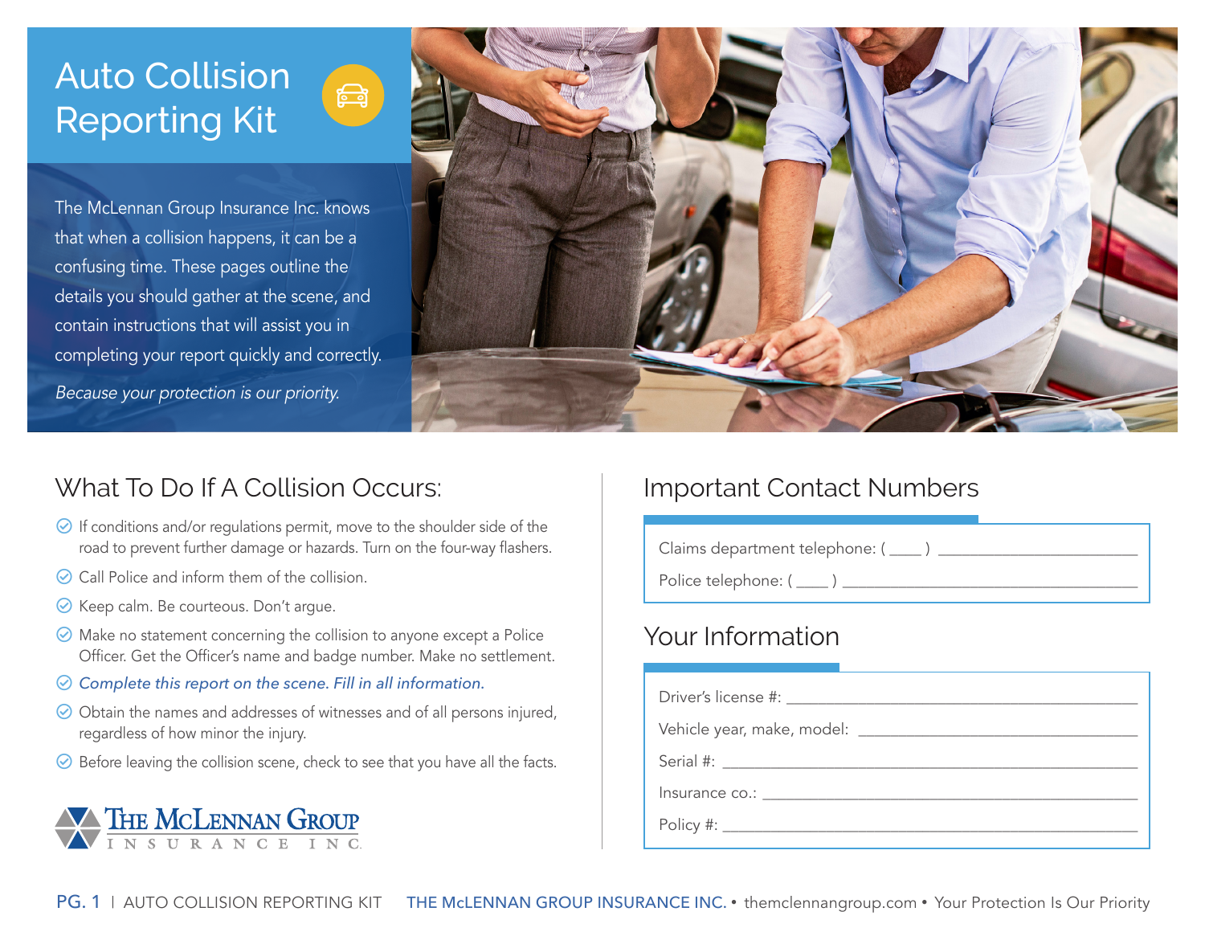# Auto Collision Reporting Kit

The McLennan Group Insurance Inc. knows that when a collision happens, it can be a confusing time. These pages outline the details you should gather at the scene, and contain instructions that will assist you in completing your report quickly and correctly.

*Because your protection is our priority.*

## What To Do If A Collision Occurs:

- If conditions and/or regulations permit, move to the shoulder side of the road to prevent further damage or hazards. Turn on the four-way flashers.
- Call Police and inform them of the collision.
- Keep calm. Be courteous. Don't argue.
- Make no statement concerning the collision to anyone except a Police Officer. Get the Officer's name and badge number. Make no settlement.
- *Complete this report on the scene. Fill in all information.*
- Obtain the names and addresses of witnesses and of all persons injured, regardless of how minor the injury.
- Before leaving the collision scene, check to see that you have all the facts.

THE McLENNAN GROUP INSURANCE INC.

## Important Contact Numbers

Claims department telephone: ( ____ ) ______________________

Police telephone: ( ____ ) ______________________

## Your Information

Driver's license #: ______________________

Vehicle year, make, model: ______________________

Serial #: ______________________

Insurance co.: ______________________

Policy #: ______________________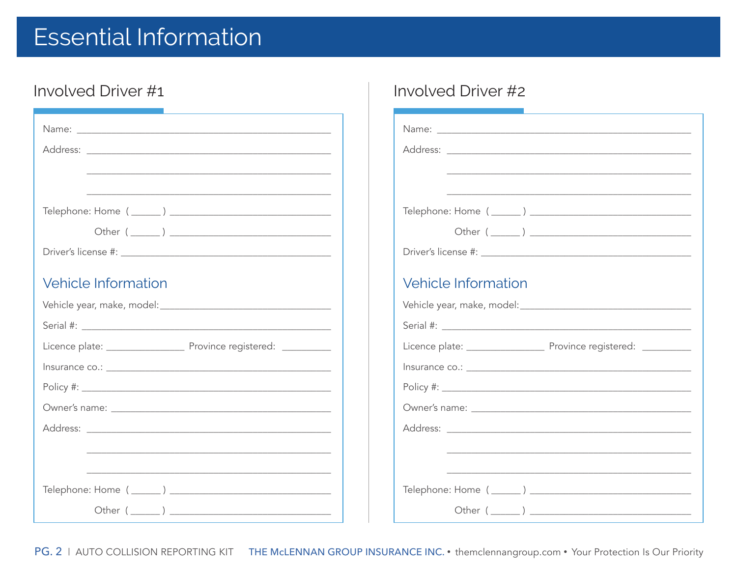# Essential Information

## Involved Driver #1

Name: ______________________________________________

Address: ______________________________________________

______________________________________________

______________________________________________

Telephone: Home ( _____ ) ______________________________

Other ( _____ ) ______________________________

Driver's license #: ______________________________________

### Vehicle Information

Vehicle year, make, model: ______________________________

Serial #: ______________________________________________

Licence plate: _______________ Province registered: _________

Insurance co.: ______________________________________

Policy #: ______________________________________________

Owner's name: ______________________________________

Address: ______________________________________________

______________________________________________

______________________________________________

Telephone: Home ( _____ ) ______________________________

Other ( _____ ) ______________________________

## Involved Driver #2

Name: ______________________________________________

Address: ______________________________________________

______________________________________________

______________________________________________

Telephone: Home ( _____ ) ______________________________

Other ( _____ ) ______________________________

Driver's license #: ______________________________________

### Vehicle Information

Vehicle year, make, model: ______________________________

Serial #: ______________________________________________

Licence plate: _______________ Province registered: _________

Insurance co.: ______________________________________

Policy #: ______________________________________________

Owner's name: ______________________________________

Address: ______________________________________________

______________________________________________

______________________________________________

Telephone: Home ( _____ ) ______________________________

Other ( _____ ) ______________________________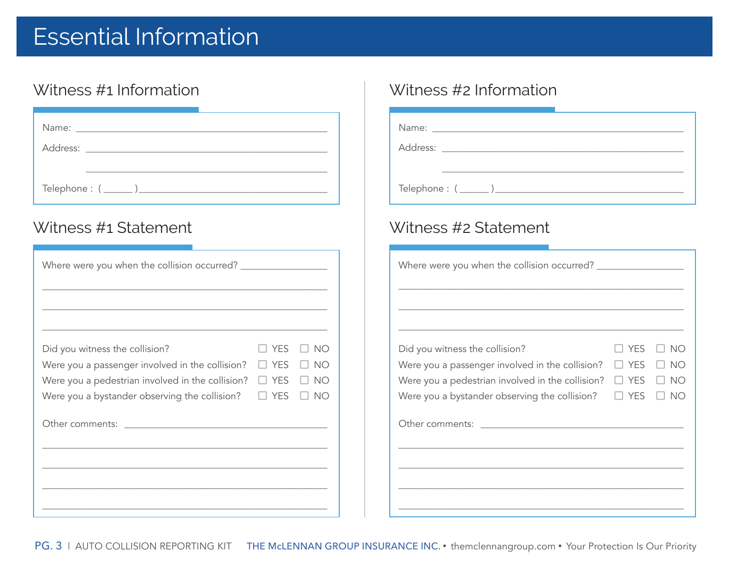# Essential Information

## Witness #1 Information

Name: ______________________________________________

Address: ____________________________________________

____________________________________________

Telephone : ( _____ ) ________________________________

## Witness #1 Statement

Where were you when the collision occurred? _______________

______________________________________________________

______________________________________________________

______________________________________________________

Did you witness the collision? ☐ YES ☐ NO

Were you a passenger involved in the collision? ☐ YES ☐ NO

Were you a pedestrian involved in the collision? ☐ YES ☐ NO

Were you a bystander observing the collision? ☐ YES ☐ NO

Other comments: ______________________________________

______________________________________________________

______________________________________________________

______________________________________________________

______________________________________________________

## Witness #2 Information

Name: ______________________________________________

Address: ____________________________________________

____________________________________________

Telephone : ( _____ ) ________________________________

## Witness #2 Statement

Where were you when the collision occurred? _______________

______________________________________________________

______________________________________________________

______________________________________________________

Did you witness the collision? ☐ YES ☐ NO

Were you a passenger involved in the collision? ☐ YES ☐ NO

Were you a pedestrian involved in the collision? ☐ YES ☐ NO

Were you a bystander observing the collision? ☐ YES ☐ NO

Other comments: ______________________________________

______________________________________________________

______________________________________________________

______________________________________________________

______________________________________________________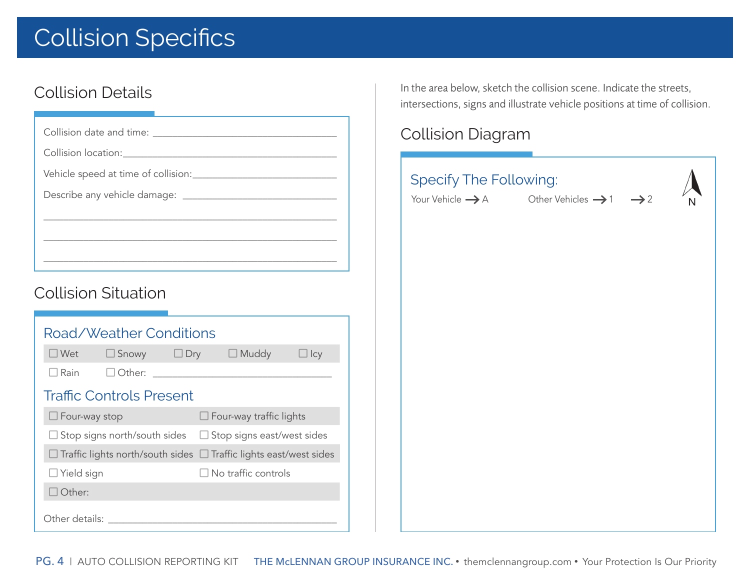# Collision Specifics

## Collision Details

Collision date and time: ___________________________________

Collision location: ___________________________________

Vehicle speed at time of collision: ___________________________________

Describe any vehicle damage: ___________________________________

___________________________________

___________________________________

___________________________________

## Collision Situation

### Road/Weather Conditions

☐ Wet ☐ Snowy ☐ Dry ☐ Muddy ☐ Icy

☐ Rain ☐ Other: ___________________________________

### Traffic Controls Present

| | |
|---|---|
| ☐ Four-way stop | ☐ Four-way traffic lights |
| ☐ Stop signs north/south sides | ☐ Stop signs east/west sides |
| ☐ Traffic lights north/south sides | ☐ Traffic lights east/west sides |
| ☐ Yield sign | ☐ No traffic controls |
| ☐ Other: | |

Other details: ___________________________________

In the area below, sketch the collision scene. Indicate the streets, intersections, signs and illustrate vehicle positions at time of collision.

## Collision Diagram

### Specify The Following:

Your Vehicle → A Other Vehicles → 1 → 2

N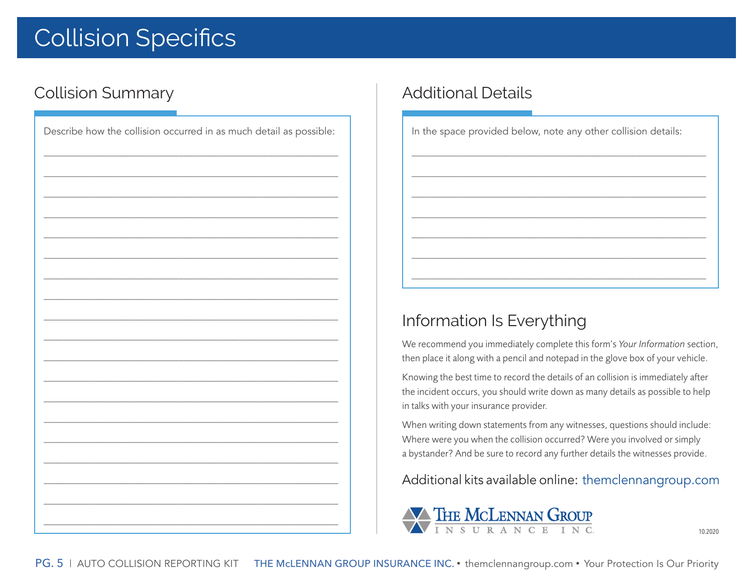# Collision Specifics

## Collision Summary

Describe how the collision occurred in as much detail as possible:

___________________________________________________

___________________________________________________

___________________________________________________

___________________________________________________

___________________________________________________

___________________________________________________

___________________________________________________

___________________________________________________

___________________________________________________

___________________________________________________

___________________________________________________

___________________________________________________

___________________________________________________

___________________________________________________

___________________________________________________

___________________________________________________

___________________________________________________

___________________________________________________

___________________________________________________

## Additional Details

In the space provided below, note any other collision details:

___________________________________________________

___________________________________________________

___________________________________________________

___________________________________________________

___________________________________________________

___________________________________________________

___________________________________________________

## Information Is Everything

We recommend you immediately complete this form's *Your Information* section, then place it along with a pencil and notepad in the glove box of your vehicle.

Knowing the best time to record the details of an collision is immediately after the incident occurs, you should write down as many details as possible to help in talks with your insurance provider.

When writing down statements from any witnesses, questions should include: Where were you when the collision occurred? Were you involved or simply a bystander? And be sure to record any further details the witnesses provide.

Additional kits available online: themclennangroup.com

THE McLENNAN GROUP INSURANCE INC.

10.2020